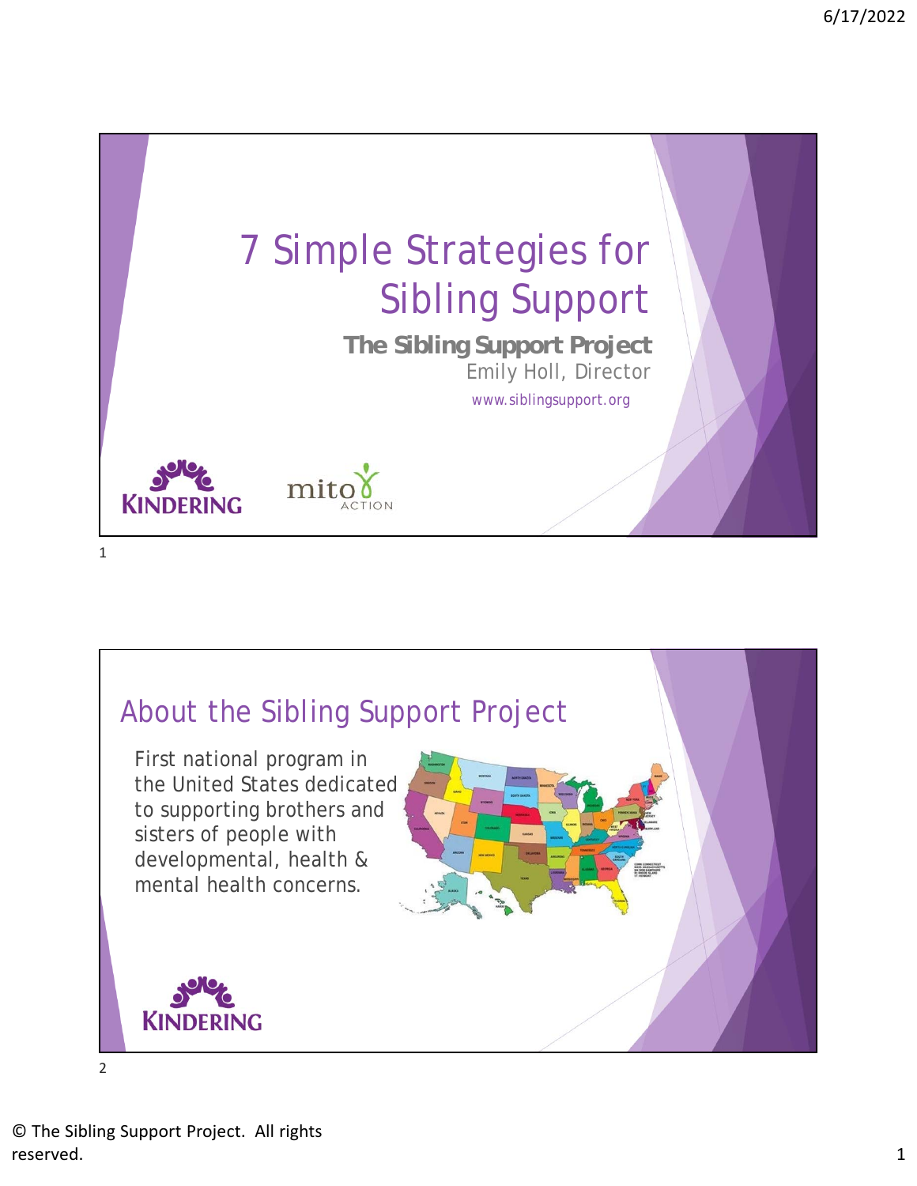# 7 Simple Strategies for Sibling Support

**The Sibling Support Project**

Emily Holl, Director

www.siblingsupport.org

KINDERING

mito ACTION

## About the Sibling Support Project

First national program in the United States dedicated to supporting brothers and sisters of people with developmental, health & mental health concerns.

KINDERING

© The Sibling Support Project. All rights reserved.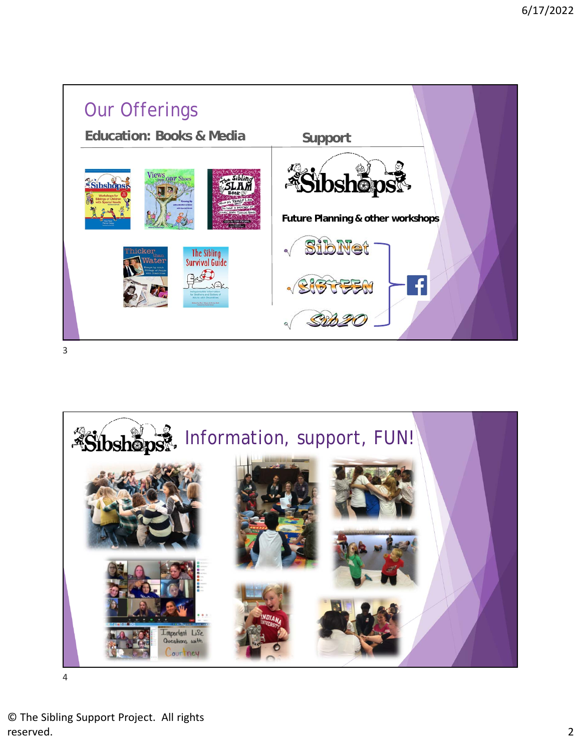## Our Offerings

### Education: Books & Media

### Support

Sibshops

Future Planning & other workshops

SibNet

SibTeen

Sib20

## Sibshops Information, support, FUN!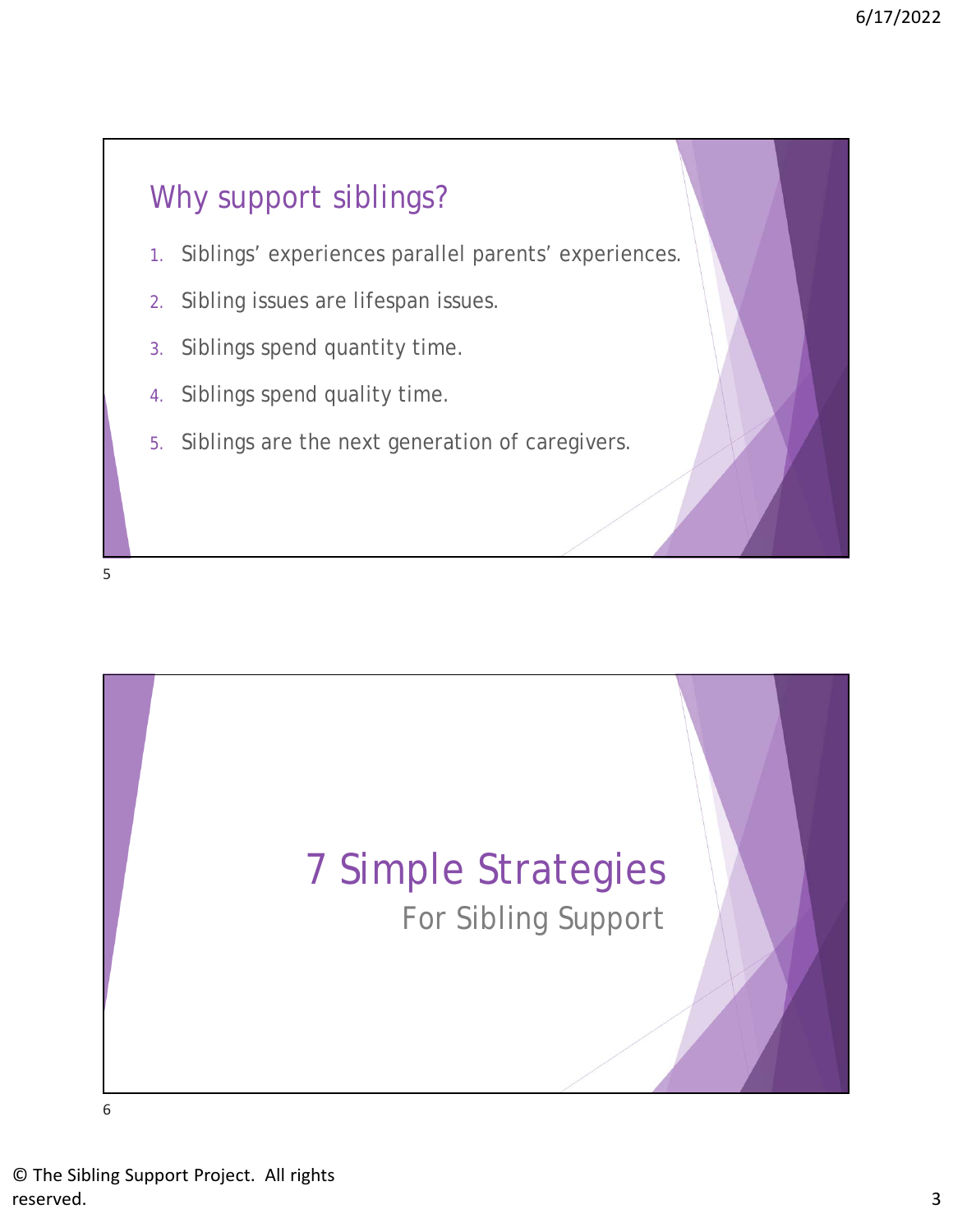## Why support siblings?

1. Siblings' experiences parallel parents' experiences.
2. Sibling issues are lifespan issues.
3. Siblings spend quantity time.
4. Siblings spend quality time.
5. Siblings are the next generation of caregivers.

# 7 Simple Strategies

## For Sibling Support

© The Sibling Support Project. All rights reserved.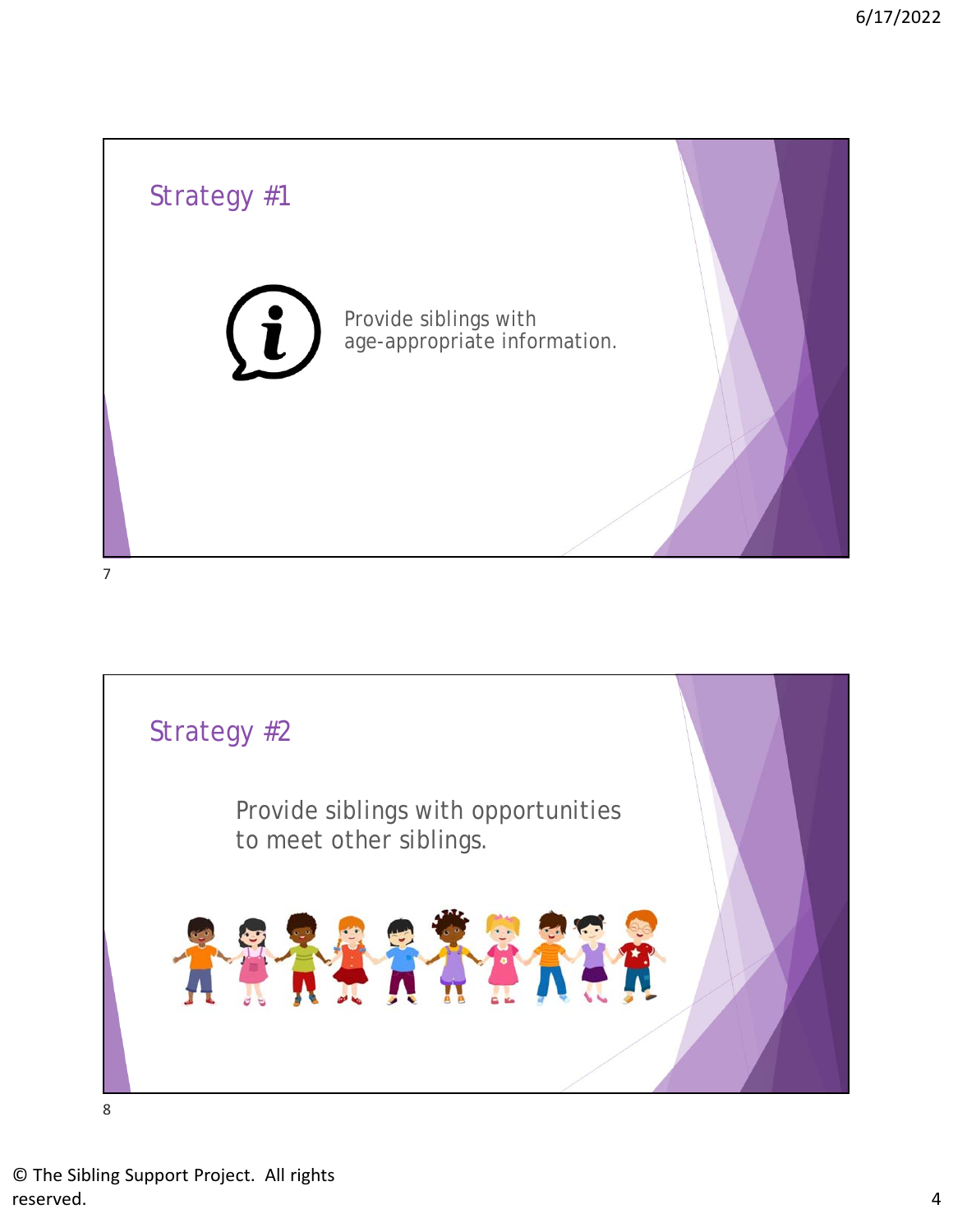## Strategy #1

Provide siblings with age-appropriate information.

## Strategy #2

Provide siblings with opportunities to meet other siblings.

© The Sibling Support Project. All rights reserved.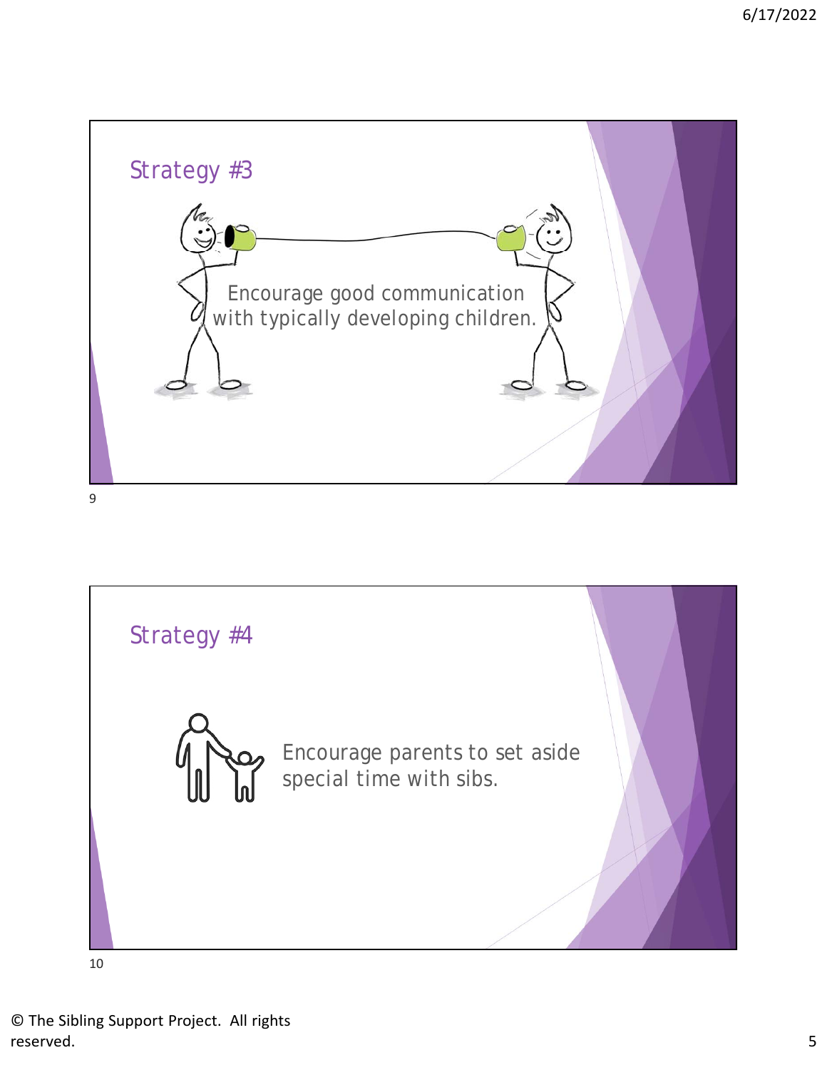## Strategy #3

Encourage good communication with typically developing children.

## Strategy #4

Encourage parents to set aside special time with sibs.

© The Sibling Support Project. All rights reserved.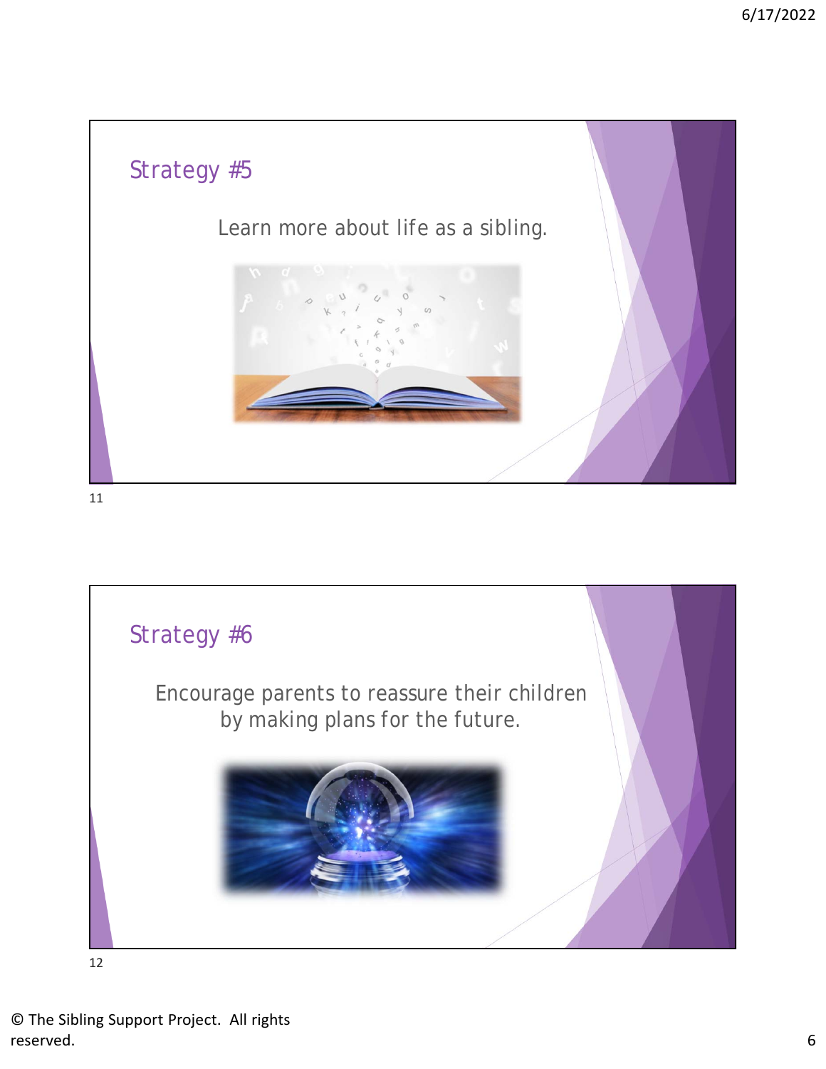## Strategy #5

Learn more about life as a sibling.

## Strategy #6

Encourage parents to reassure their children by making plans for the future.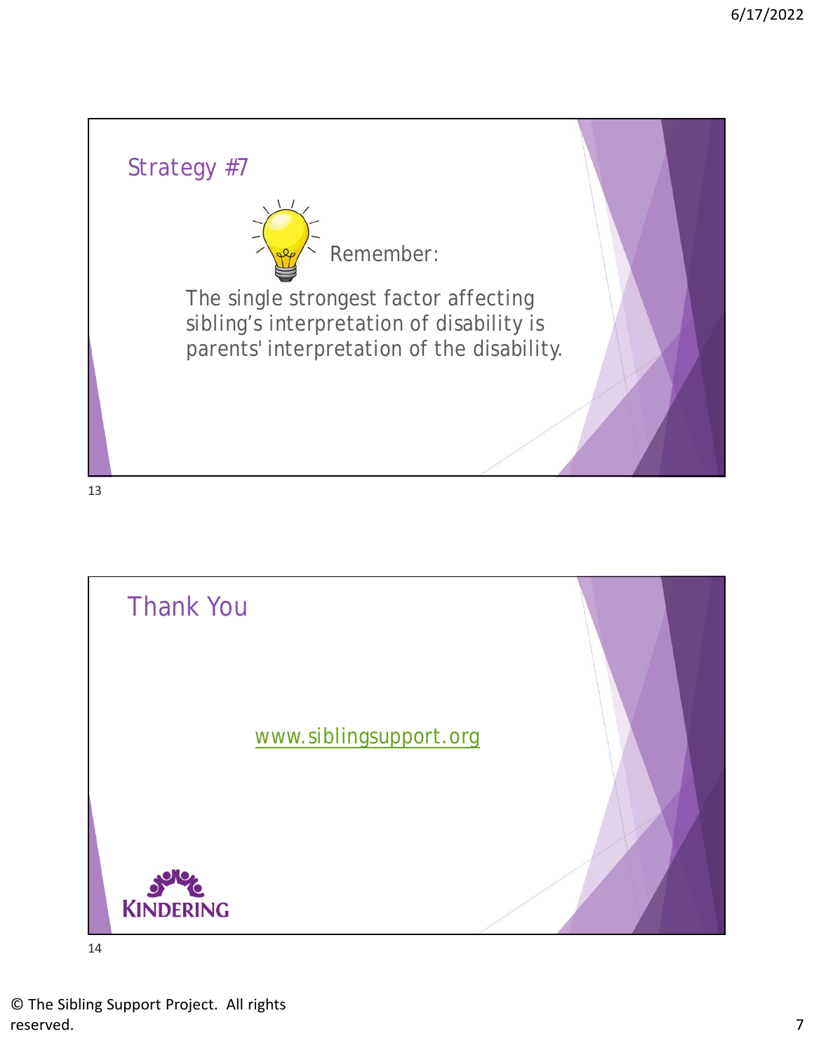## Strategy #7

Remember:

The single strongest factor affecting sibling's interpretation of disability is parents' interpretation of the disability.

## Thank You

www.siblingsupport.org

KINDERING

© The Sibling Support Project. All rights reserved.